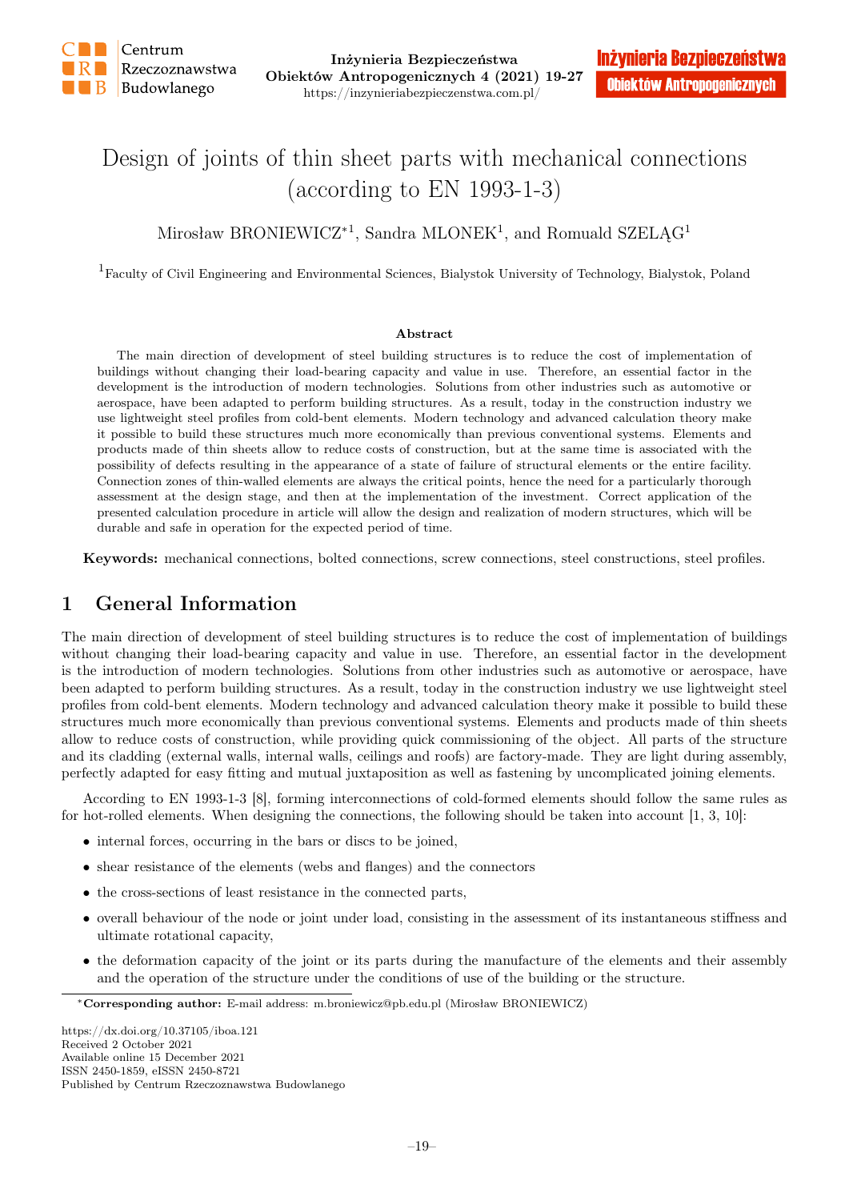# Design of joints of thin sheet parts with mechanical connections (according to EN 1993-1-3)

Mirosław BRONIEWICZ*[1], Sandra MLONEK[1], and Romuald SZELĄG[1]

[1]Faculty of Civil Engineering and Environmental Sciences, Bialystok University of Technology, Bialystok, Poland

### Abstract

The main direction of development of steel building structures is to reduce the cost of implementation of buildings without changing their load-bearing capacity and value in use. Therefore, an essential factor in the development is the introduction of modern technologies. Solutions from other industries such as automotive or aerospace, have been adapted to perform building structures. As a result, today in the construction industry we use lightweight steel profiles from cold-bent elements. Modern technology and advanced calculation theory make it possible to build these structures much more economically than previous conventional systems. Elements and products made of thin sheets allow to reduce costs of construction, but at the same time is associated with the possibility of defects resulting in the appearance of a state of failure of structural elements or the entire facility. Connection zones of thin-walled elements are always the critical points, hence the need for a particularly thorough assessment at the design stage, and then at the implementation of the investment. Correct application of the presented calculation procedure in article will allow the design and realization of modern structures, which will be durable and safe in operation for the expected period of time.

**Keywords:** mechanical connections, bolted connections, screw connections, steel constructions, steel profiles.

## 1 General Information

The main direction of development of steel building structures is to reduce the cost of implementation of buildings without changing their load-bearing capacity and value in use. Therefore, an essential factor in the development is the introduction of modern technologies. Solutions from other industries such as automotive or aerospace, have been adapted to perform building structures. As a result, today in the construction industry we use lightweight steel profiles from cold-bent elements. Modern technology and advanced calculation theory make it possible to build these structures much more economically than previous conventional systems. Elements and products made of thin sheets allow to reduce costs of construction, while providing quick commissioning of the object. All parts of the structure and its cladding (external walls, internal walls, ceilings and roofs) are factory-made. They are light during assembly, perfectly adapted for easy fitting and mutual juxtaposition as well as fastening by uncomplicated joining elements.

According to EN 1993-1-3 [8], forming interconnections of cold-formed elements should follow the same rules as for hot-rolled elements. When designing the connections, the following should be taken into account [1, 3, 10]:

- internal forces, occurring in the bars or discs to be joined,
- shear resistance of the elements (webs and flanges) and the connectors
- the cross-sections of least resistance in the connected parts,
- overall behaviour of the node or joint under load, consisting in the assessment of its instantaneous stiffness and ultimate rotational capacity,
- the deformation capacity of the joint or its parts during the manufacture of the elements and their assembly and the operation of the structure under the conditions of use of the building or the structure.

*Corresponding author: E-mail address: m.broniewicz@pb.edu.pl (Mirosław BRONIEWICZ)

https://dx.doi.org/10.37105/iboa.121
Received 2 October 2021
Available online 15 December 2021
ISSN 2450-1859, eISSN 2450-8721
Published by Centrum Rzeczoznawstwa Budowlanego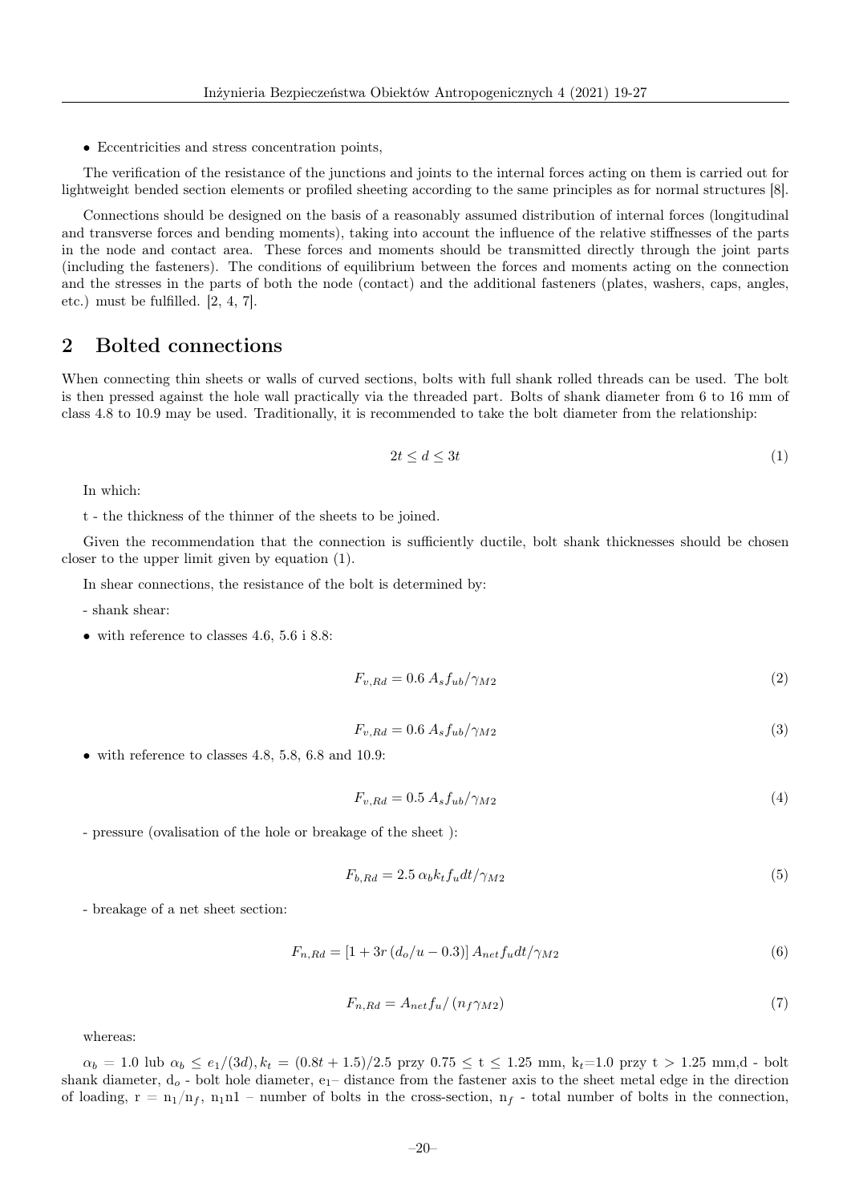- Eccentricities and stress concentration points,

The verification of the resistance of the junctions and joints to the internal forces acting on them is carried out for lightweight bended section elements or profiled sheeting according to the same principles as for normal structures [8].

Connections should be designed on the basis of a reasonably assumed distribution of internal forces (longitudinal and transverse forces and bending moments), taking into account the influence of the relative stiffnesses of the parts in the node and contact area. These forces and moments should be transmitted directly through the joint parts (including the fasteners). The conditions of equilibrium between the forces and moments acting on the connection and the stresses in the parts of both the node (contact) and the additional fasteners (plates, washers, caps, angles, etc.) must be fulfilled. [2, 4, 7].

## 2 Bolted connections

When connecting thin sheets or walls of curved sections, bolts with full shank rolled threads can be used. The bolt is then pressed against the hole wall practically via the threaded part. Bolts of shank diameter from 6 to 16 mm of class 4.8 to 10.9 may be used. Traditionally, it is recommended to take the bolt diameter from the relationship:

$$2t \leq d \leq 3t \tag{1}$$

In which:

t - the thickness of the thinner of the sheets to be joined.

Given the recommendation that the connection is sufficiently ductile, bolt shank thicknesses should be chosen closer to the upper limit given by equation (1).

In shear connections, the resistance of the bolt is determined by:

- shank shear:

- with reference to classes 4.6, 5.6 i 8.8:

$$F_{v,Rd} = 0.6\, A_s f_{ub}/\gamma_{M2} \tag{2}$$

$$F_{v,Rd} = 0.6\, A_s f_{ub}/\gamma_{M2} \tag{3}$$

- with reference to classes 4.8, 5.8, 6.8 and 10.9:

$$F_{v,Rd} = 0.5\, A_s f_{ub}/\gamma_{M2} \tag{4}$$

- pressure (ovalisation of the hole or breakage of the sheet ):

$$F_{b,Rd} = 2.5\, \alpha_b k_t f_u d t/\gamma_{M2} \tag{5}$$

- breakage of a net sheet section:

$$F_{n,Rd} = \left[1 + 3r\left(d_o/u - 0.3\right)\right] A_{net} f_u d t/\gamma_{M2} \tag{6}$$

$$F_{n,Rd} = A_{net} f_u/\left(n_f \gamma_{M2}\right) \tag{7}$$

whereas:

$\alpha_b = 1.0$ lub $\alpha_b \leq e_1/(3d), k_t = (0.8t + 1.5)/2.5$ przy $0.75 \leq t \leq 1.25$ mm, $k_t$=1.0 przy t > 1.25 mm,d - bolt shank diameter, $d_o$ - bolt hole diameter, $e_1$– distance from the fastener axis to the sheet metal edge in the direction of loading, r = $n_1/n_f$, $n_1$n1 – number of bolts in the cross-section, $n_f$ - total number of bolts in the connection,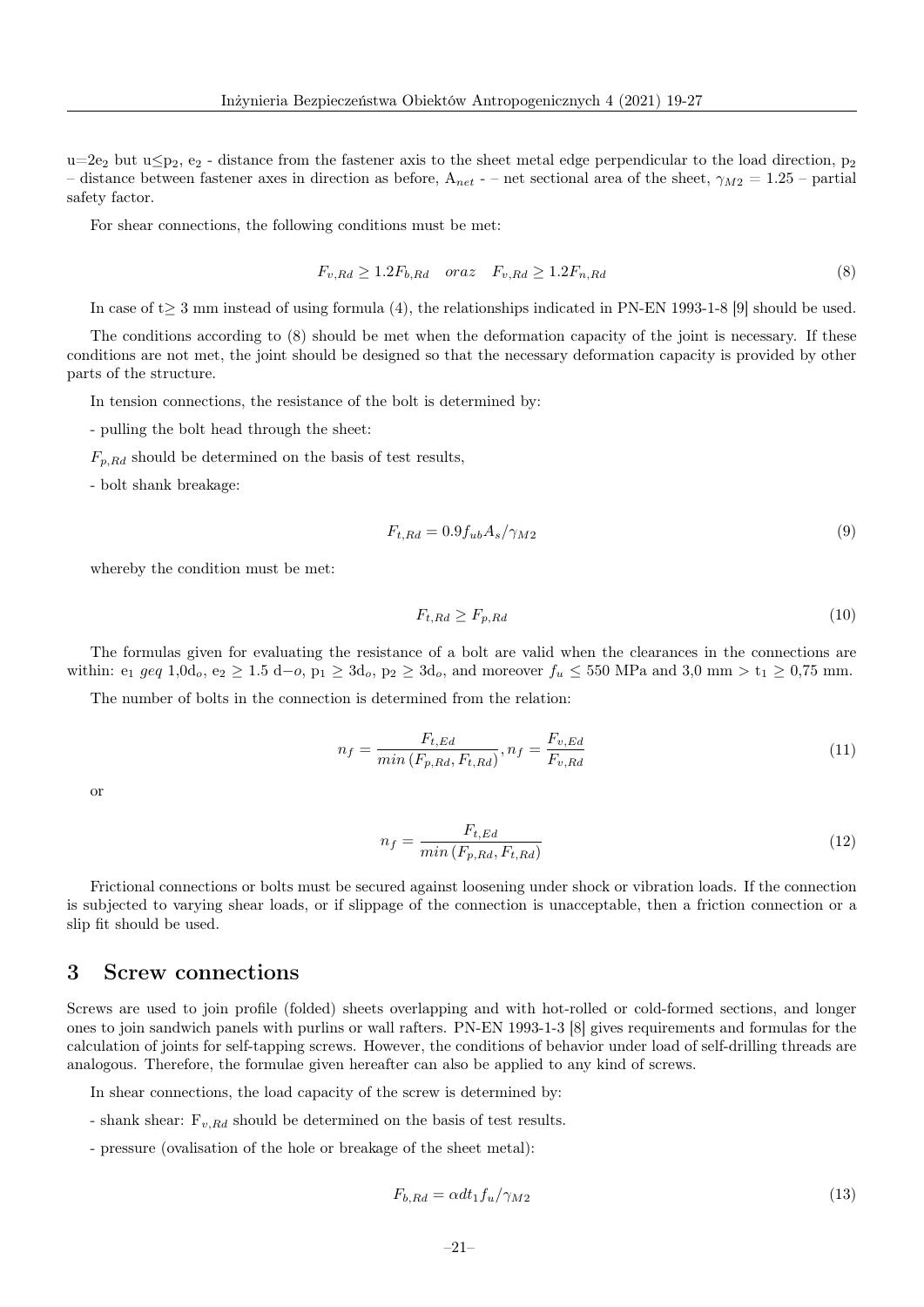$u=2e_2$ but $u \leq p_2$, $e_2$ - distance from the fastener axis to the sheet metal edge perpendicular to the load direction, $p_2$ – distance between fastener axes in direction as before, $A_{net}$ - – net sectional area of the sheet, $\gamma_{M2} = 1.25$ – partial safety factor.

For shear connections, the following conditions must be met:

$$F_{v,Rd} \geq 1.2F_{b,Rd} \quad oraz \quad F_{v,Rd} \geq 1.2F_{n,Rd} \tag{8}$$

In case of $t \geq 3$ mm instead of using formula (4), the relationships indicated in PN-EN 1993-1-8 [9] should be used.

The conditions according to (8) should be met when the deformation capacity of the joint is necessary. If these conditions are not met, the joint should be designed so that the necessary deformation capacity is provided by other parts of the structure.

In tension connections, the resistance of the bolt is determined by:

- pulling the bolt head through the sheet:

$F_{p,Rd}$ should be determined on the basis of test results,

- bolt shank breakage:

$$F_{t,Rd} = 0.9 f_{ub} A_s / \gamma_{M2} \tag{9}$$

whereby the condition must be met:

$$F_{t,Rd} \geq F_{p,Rd} \tag{10}$$

The formulas given for evaluating the resistance of a bolt are valid when the clearances in the connections are within: $e_1$ $geq$ $1,0d_o$, $e_2 \geq 1.5$ $d-o$, $p_1 \geq 3d_o$, $p_2 \geq 3d_o$, and moreover $f_u \leq 550$ MPa and $3,0 \text{ mm} > t_1 \geq 0,75$ mm.

The number of bolts in the connection is determined from the relation:

$$n_f = \frac{F_{t,Ed}}{min\left(F_{p,Rd}, F_{t,Rd}\right)}, n_f = \frac{F_{v,Ed}}{F_{v,Rd}} \tag{11}$$

or

$$n_f = \frac{F_{t,Ed}}{min\left(F_{p,Rd}, F_{t,Rd}\right)} \tag{12}$$

Frictional connections or bolts must be secured against loosening under shock or vibration loads. If the connection is subjected to varying shear loads, or if slippage of the connection is unacceptable, then a friction connection or a slip fit should be used.

## 3 Screw connections

Screws are used to join profile (folded) sheets overlapping and with hot-rolled or cold-formed sections, and longer ones to join sandwich panels with purlins or wall rafters. PN-EN 1993-1-3 [8] gives requirements and formulas for the calculation of joints for self-tapping screws. However, the conditions of behavior under load of self-drilling threads are analogous. Therefore, the formulae given hereafter can also be applied to any kind of screws.

In shear connections, the load capacity of the screw is determined by:

- shank shear: $F_{v,Rd}$ should be determined on the basis of test results.

- pressure (ovalisation of the hole or breakage of the sheet metal):

$$F_{b,Rd} = \alpha d t_1 f_u / \gamma_{M2} \tag{13}$$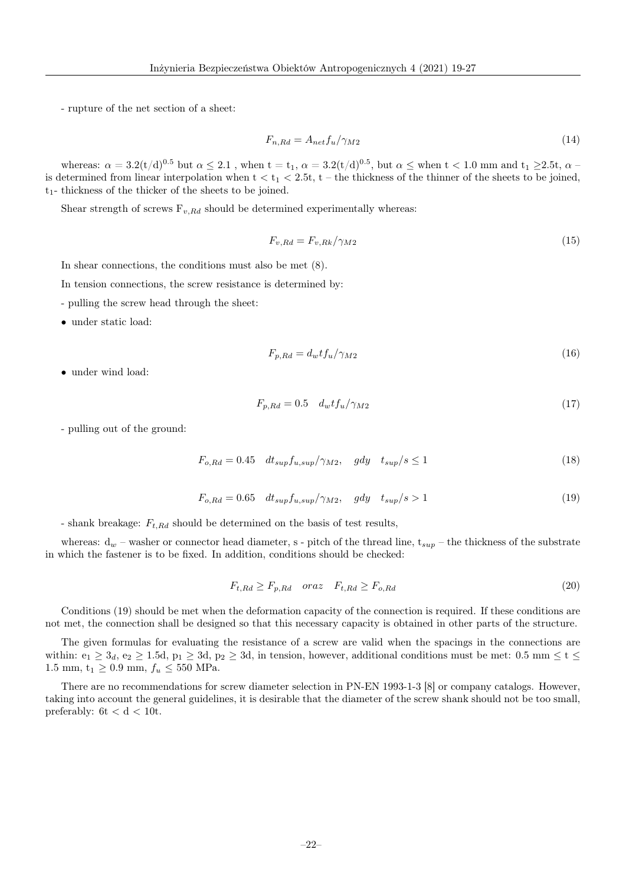- rupture of the net section of a sheet:

$$F_{n,Rd} = A_{net} f_u / \gamma_{M2} \tag{14}$$

whereas: $\alpha = 3.2(\mathrm{t}/\mathrm{d})^{0.5}$ but $\alpha \leq 2.1$ , when $\mathrm{t} = \mathrm{t}_1$, $\alpha = 3.2(\mathrm{t}/\mathrm{d})^{0.5}$, but $\alpha \leq$ when $\mathrm{t} < 1.0$ mm and $\mathrm{t}_1 \geq 2.5\mathrm{t}$, $\alpha$ – is determined from linear interpolation when $\mathrm{t} < \mathrm{t}_1 < 2.5\mathrm{t}$, t – the thickness of the thinner of the sheets to be joined, $\mathrm{t}_1$- thickness of the thicker of the sheets to be joined.

Shear strength of screws $F_{v,Rd}$ should be determined experimentally whereas:

$$F_{v,Rd} = F_{v,Rk} / \gamma_{M2} \tag{15}$$

In shear connections, the conditions must also be met (8).

In tension connections, the screw resistance is determined by:

- pulling the screw head through the sheet:

- under static load:

$$F_{p,Rd} = d_w t f_u / \gamma_{M2} \tag{16}$$

- under wind load:

$$F_{p,Rd} = 0.5 \quad d_w t f_u / \gamma_{M2} \tag{17}$$

- pulling out of the ground:

$$F_{o,Rd} = 0.45 \quad d t_{sup} f_{u,sup} / \gamma_{M2}, \quad gdy \quad t_{sup}/s \leq 1 \tag{18}$$

$$F_{o,Rd} = 0.65 \quad d t_{sup} f_{u,sup} / \gamma_{M2}, \quad gdy \quad t_{sup}/s > 1 \tag{19}$$

- shank breakage: $F_{t,Rd}$ should be determined on the basis of test results,

whereas: $d_w$ – washer or connector head diameter, s - pitch of the thread line, $t_{sup}$ – the thickness of the substrate in which the fastener is to be fixed. In addition, conditions should be checked:

$$F_{t,Rd} \geq F_{p,Rd} \quad oraz \quad F_{t,Rd} \geq F_{o,Rd} \tag{20}$$

Conditions (19) should be met when the deformation capacity of the connection is required. If these conditions are not met, the connection shall be designed so that this necessary capacity is obtained in other parts of the structure.

The given formulas for evaluating the resistance of a screw are valid when the spacings in the connections are within: $e_1 \geq 3_d$, $e_2 \geq 1.5\mathrm{d}$, $p_1 \geq 3\mathrm{d}$, $p_2 \geq 3\mathrm{d}$, in tension, however, additional conditions must be met: $0.5 \text{ mm} \leq \mathrm{t} \leq 1.5$ mm, $\mathrm{t}_1 \geq 0.9$ mm, $f_u \leq 550$ MPa.

There are no recommendations for screw diameter selection in PN-EN 1993-1-3 [8] or company catalogs. However, taking into account the general guidelines, it is desirable that the diameter of the screw shank should not be too small, preferably: $6\mathrm{t} < \mathrm{d} < 10\mathrm{t}$.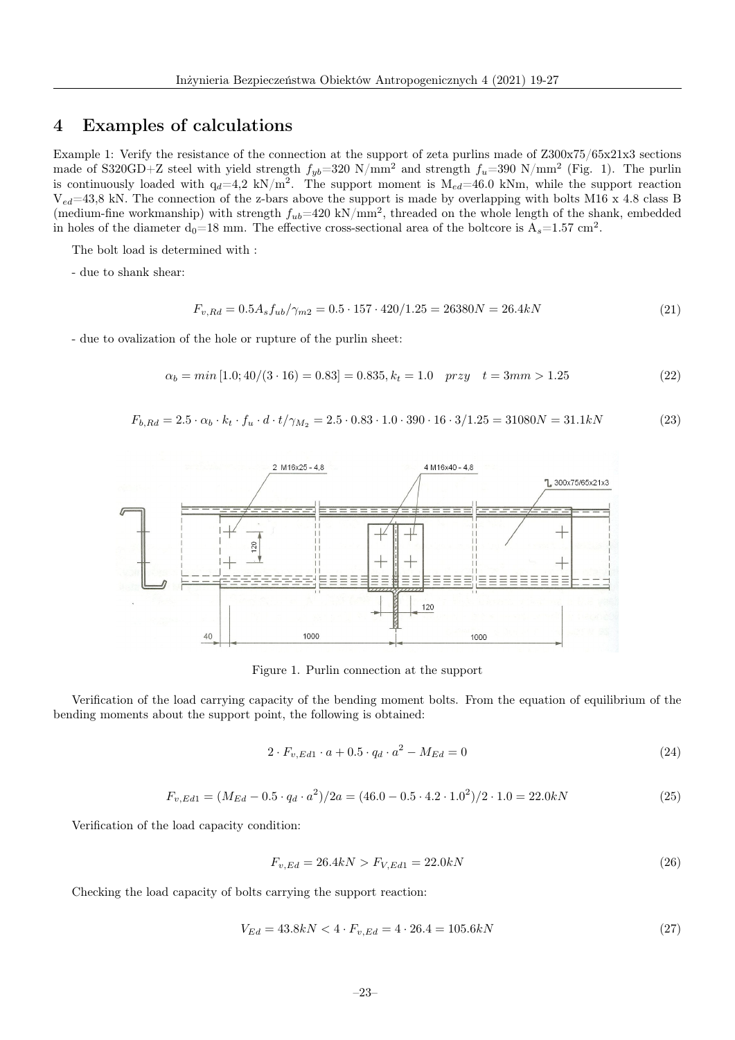## 4 Examples of calculations

Example 1: Verify the resistance of the connection at the support of zeta purlins made of Z300x75/65x21x3 sections made of S320GD+Z steel with yield strength $f_{yb}$=320 N/mm$^2$ and strength $f_u$=390 N/mm$^2$ (Fig. 1). The purlin is continuously loaded with $q_d$=4,2 kN/m$^2$. The support moment is $M_{ed}$=46.0 kNm, while the support reaction $V_{ed}$=43,8 kN. The connection of the z-bars above the support is made by overlapping with bolts M16 x 4.8 class B (medium-fine workmanship) with strength $f_{ub}$=420 kN/mm$^2$, threaded on the whole length of the shank, embedded in holes of the diameter $d_0$=18 mm. The effective cross-sectional area of the boltcore is $A_s$=1.57 cm$^2$.

The bolt load is determined with :

- due to shank shear:

$$F_{v,Rd} = 0.5A_s f_{ub}/\gamma_{m2} = 0.5 \cdot 157 \cdot 420/1.25 = 26380N = 26.4kN \tag{21}$$

- due to ovalization of the hole or rupture of the purlin sheet:

$$\alpha_b = min\,[1.0; 40/(3 \cdot 16) = 0.83] = 0.835, k_t = 1.0 \quad przy \quad t = 3mm > 1.25 \tag{22}$$

$$F_{b,Rd} = 2.5 \cdot \alpha_b \cdot k_t \cdot f_u \cdot d \cdot t/\gamma_{M_2} = 2.5 \cdot 0.83 \cdot 1.0 \cdot 390 \cdot 16 \cdot 3/1.25 = 31080N = 31.1kN \tag{23}$$

2 M16x25 - 4,8

4 M16x40 - 4,8

300x75/65x21x3

120

120

40

1000

1000

Figure 1. Purlin connection at the support

Verification of the load carrying capacity of the bending moment bolts. From the equation of equilibrium of the bending moments about the support point, the following is obtained:

$$2 \cdot F_{v,Ed1} \cdot a + 0.5 \cdot q_d \cdot a^2 - M_{Ed} = 0 \tag{24}$$

$$F_{v,Ed1} = (M_{Ed} - 0.5 \cdot q_d \cdot a^2)/2a = (46.0 - 0.5 \cdot 4.2 \cdot 1.0^2)/2 \cdot 1.0 = 22.0kN \tag{25}$$

Verification of the load capacity condition:

$$F_{v,Ed} = 26.4kN > F_{V,Ed1} = 22.0kN \tag{26}$$

Checking the load capacity of bolts carrying the support reaction:

$$V_{Ed} = 43.8kN < 4 \cdot F_{v,Ed} = 4 \cdot 26.4 = 105.6kN \tag{27}$$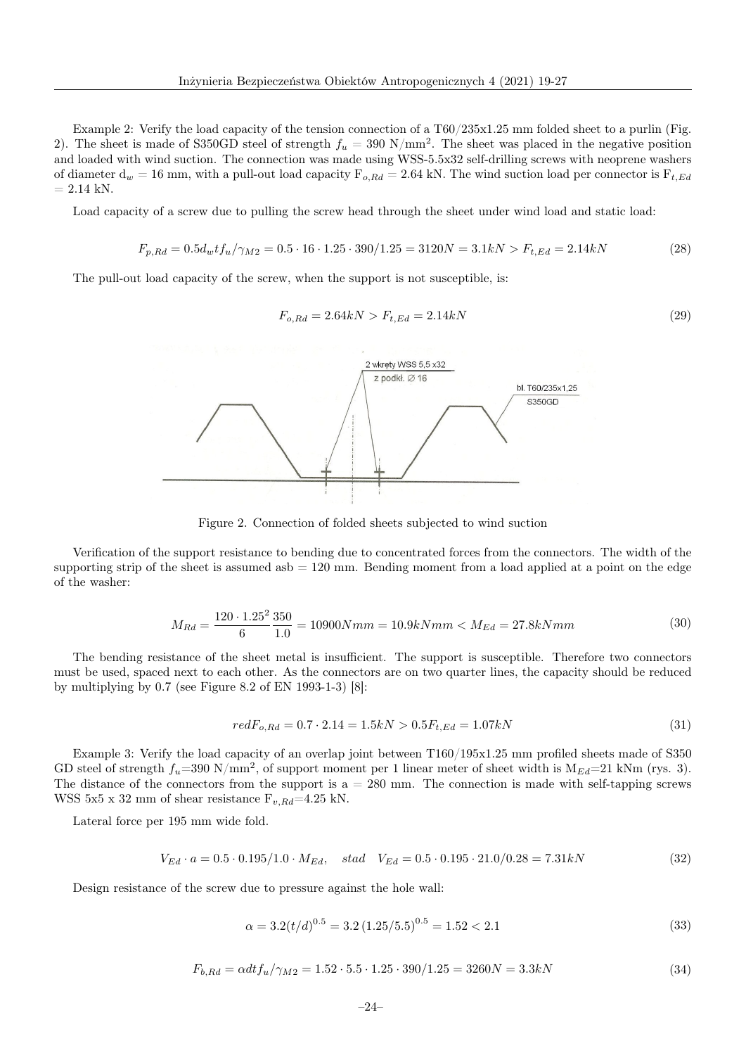Example 2: Verify the load capacity of the tension connection of a T60/235x1.25 mm folded sheet to a purlin (Fig. 2). The sheet is made of S350GD steel of strength $f_u = 390$ N/mm$^2$. The sheet was placed in the negative position and loaded with wind suction. The connection was made using WSS-5.5x32 self-drilling screws with neoprene washers of diameter $d_w = 16$ mm, with a pull-out load capacity $F_{o,Rd} = 2.64$ kN. The wind suction load per connector is $F_{t,Ed} = 2.14$ kN.

Load capacity of a screw due to pulling the screw head through the sheet under wind load and static load:

$$F_{p,Rd} = 0.5 d_w t f_u / \gamma_{M2} = 0.5 \cdot 16 \cdot 1.25 \cdot 390/1.25 = 3120N = 3.1kN > F_{t,Ed} = 2.14kN \tag{28}$$

The pull-out load capacity of the screw, when the support is not susceptible, is:

$$F_{o,Rd} = 2.64kN > F_{t,Ed} = 2.14kN \tag{29}$$

2 wkręty WSS 5,5 x32

z podkł. Ø 16

bl. T60/235x1,25

S350GD

Figure 2. Connection of folded sheets subjected to wind suction

Verification of the support resistance to bending due to concentrated forces from the connectors. The width of the supporting strip of the sheet is assumed asb = 120 mm. Bending moment from a load applied at a point on the edge of the washer:

$$M_{Rd} = \frac{120 \cdot 1.25^2}{6} \frac{350}{1.0} = 10900Nmm = 10.9kNmm < M_{Ed} = 27.8kNmm \tag{30}$$

The bending resistance of the sheet metal is insufficient. The support is susceptible. Therefore two connectors must be used, spaced next to each other. As the connectors are on two quarter lines, the capacity should be reduced by multiplying by 0.7 (see Figure 8.2 of EN 1993-1-3) [8]:

$$redF_{o,Rd} = 0.7 \cdot 2.14 = 1.5kN > 0.5F_{t,Ed} = 1.07kN \tag{31}$$

Example 3: Verify the load capacity of an overlap joint between T160/195x1.25 mm profiled sheets made of S350 GD steel of strength $f_u$=390 N/mm$^2$, of support moment per 1 linear meter of sheet width is $M_{Ed}$=21 kNm (rys. 3). The distance of the connectors from the support is a = 280 mm. The connection is made with self-tapping screws WSS 5x5 x 32 mm of shear resistance $F_{v,Rd}$=4.25 kN.

Lateral force per 195 mm wide fold.

$$V_{Ed} \cdot a = 0.5 \cdot 0.195/1.0 \cdot M_{Ed}, \quad stad \quad V_{Ed} = 0.5 \cdot 0.195 \cdot 21.0/0.28 = 7.31kN \tag{32}$$

Design resistance of the screw due to pressure against the hole wall:

$$\alpha = 3.2(t/d)^{0.5} = 3.2\,(1.25/5.5)^{0.5} = 1.52 < 2.1 \tag{33}$$

$$F_{b,Rd} = \alpha d t f_u / \gamma_{M2} = 1.52 \cdot 5.5 \cdot 1.25 \cdot 390/1.25 = 3260N = 3.3kN \tag{34}$$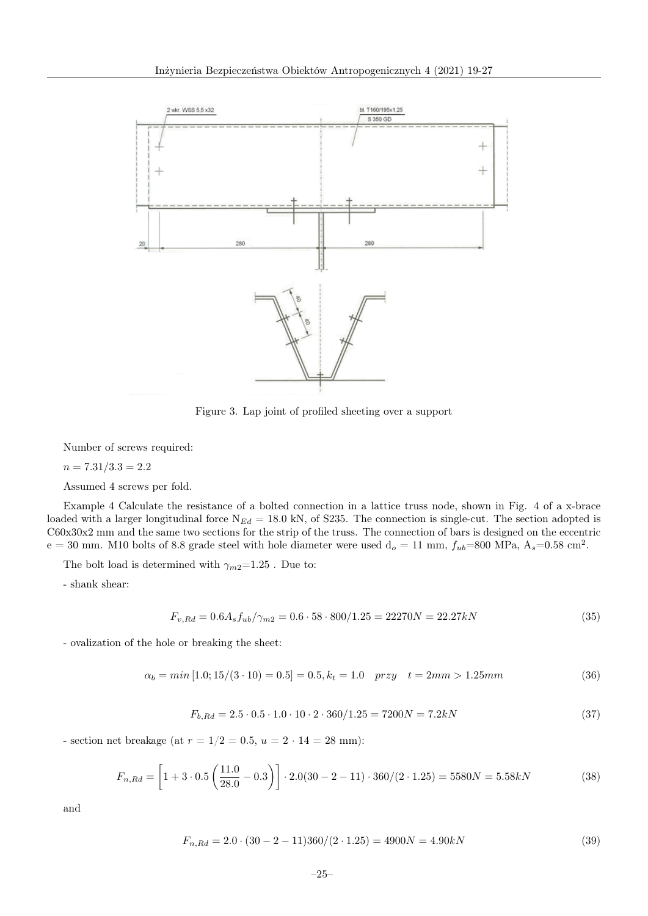Figure 3. Lap joint of profiled sheeting over a support

Number of screws required:

$n = 7.31/3.3 = 2.2$

Assumed 4 screws per fold.

Example 4 Calculate the resistance of a bolted connection in a lattice truss node, shown in Fig. 4 of a x-brace loaded with a larger longitudinal force $N_{Ed} = 18.0$ kN, of S235. The connection is single-cut. The section adopted is C60x30x2 mm and the same two sections for the strip of the truss. The connection of bars is designed on the eccentric e = 30 mm. M10 bolts of 8.8 grade steel with hole diameter were used $d_o = 11$ mm, $f_{ub}$=800 MPa, $A_s$=0.58 cm$^2$.

The bolt load is determined with $\gamma_{m2}$=1.25 . Due to:

- shank shear:

$$F_{v,Rd} = 0.6 A_s f_{ub}/\gamma_{m2} = 0.6 \cdot 58 \cdot 800/1.25 = 22270N = 22.27kN \tag{35}$$

- ovalization of the hole or breaking the sheet:

$$\alpha_b = min\left[1.0; 15/(3 \cdot 10) = 0.5\right] = 0.5, k_t = 1.0 \quad przy \quad t = 2mm > 1.25mm \tag{36}$$

$$F_{b,Rd} = 2.5 \cdot 0.5 \cdot 1.0 \cdot 10 \cdot 2 \cdot 360/1.25 = 7200N = 7.2kN \tag{37}$$

- section net breakage (at $r = 1/2 = 0.5$, $u = 2 \cdot 14 = 28$ mm):

$$F_{n,Rd} = \left[1 + 3 \cdot 0.5 \left(\frac{11.0}{28.0} - 0.3\right)\right] \cdot 2.0(30 - 2 - 11) \cdot 360/(2 \cdot 1.25) = 5580N = 5.58kN \tag{38}$$

and

$$F_{n,Rd} = 2.0 \cdot (30 - 2 - 11)360/(2 \cdot 1.25) = 4900N = 4.90kN \tag{39}$$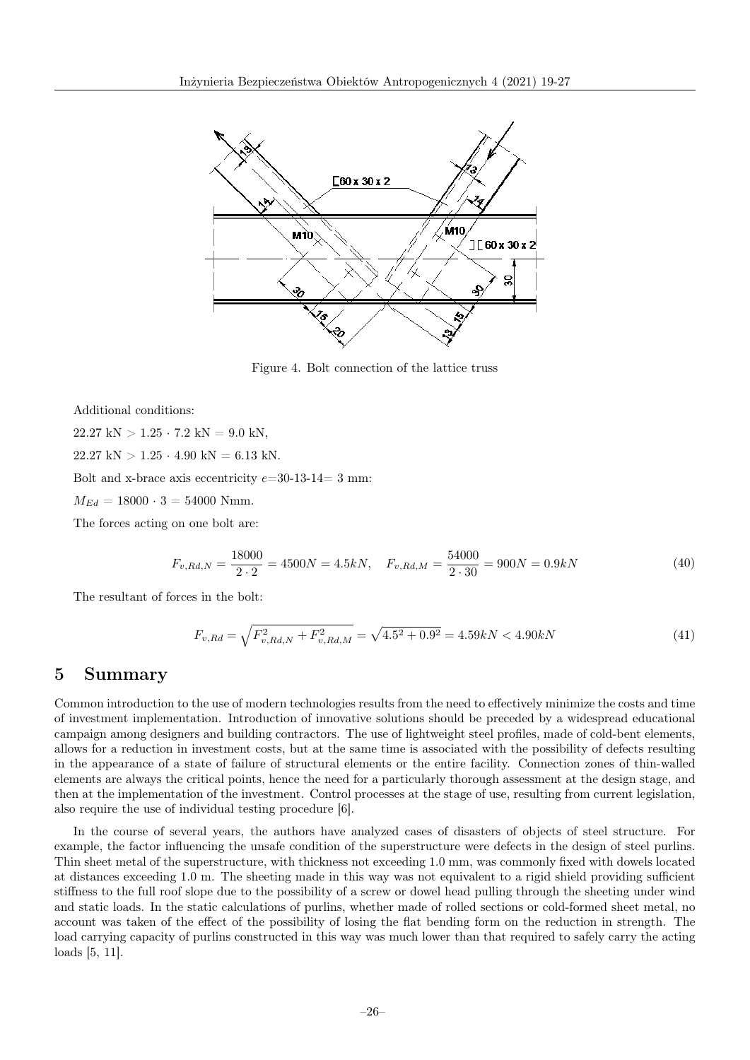Figure 4. Bolt connection of the lattice truss

Additional conditions:

22.27 kN > 1.25 · 7.2 kN = 9.0 kN,

22.27 kN > 1.25 · 4.90 kN = 6.13 kN.

Bolt and x-brace axis eccentricity $e$=30-13-14= 3 mm:

$M_{Ed} = 18000 \cdot 3 = 54000$ Nmm.

The forces acting on one bolt are:

$$F_{v,Rd,N} = \frac{18000}{2 \cdot 2} = 4500N = 4.5kN, \quad F_{v,Rd,M} = \frac{54000}{2 \cdot 30} = 900N = 0.9kN \tag{40}$$

The resultant of forces in the bolt:

$$F_{v,Rd} = \sqrt{F_{v,Rd,N}^2 + F_{v,Rd,M}^2} = \sqrt{4.5^2 + 0.9^2} = 4.59kN < 4.90kN \tag{41}$$

# 5 Summary

Common introduction to the use of modern technologies results from the need to effectively minimize the costs and time of investment implementation. Introduction of innovative solutions should be preceded by a widespread educational campaign among designers and building contractors. The use of lightweight steel profiles, made of cold-bent elements, allows for a reduction in investment costs, but at the same time is associated with the possibility of defects resulting in the appearance of a state of failure of structural elements or the entire facility. Connection zones of thin-walled elements are always the critical points, hence the need for a particularly thorough assessment at the design stage, and then at the implementation of the investment. Control processes at the stage of use, resulting from current legislation, also require the use of individual testing procedure [6].

In the course of several years, the authors have analyzed cases of disasters of objects of steel structure. For example, the factor influencing the unsafe condition of the superstructure were defects in the design of steel purlins. Thin sheet metal of the superstructure, with thickness not exceeding 1.0 mm, was commonly fixed with dowels located at distances exceeding 1.0 m. The sheeting made in this way was not equivalent to a rigid shield providing sufficient stiffness to the full roof slope due to the possibility of a screw or dowel head pulling through the sheeting under wind and static loads. In the static calculations of purlins, whether made of rolled sections or cold-formed sheet metal, no account was taken of the effect of the possibility of losing the flat bending form on the reduction in strength. The load carrying capacity of purlins constructed in this way was much lower than that required to safely carry the acting loads [5, 11].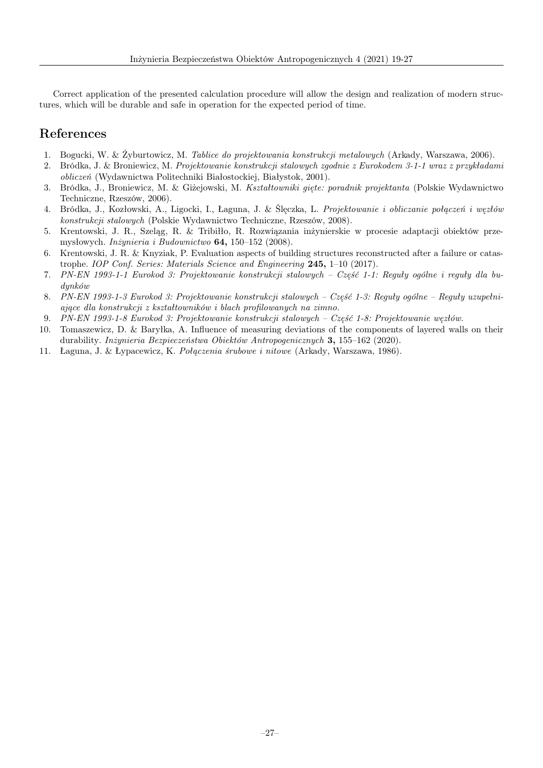Correct application of the presented calculation procedure will allow the design and realization of modern structures, which will be durable and safe in operation for the expected period of time.

## References

1. Bogucki, W. & Żyburtowicz, M. *Tablice do projektowania konstrukcji metalowych* (Arkady, Warszawa, 2006).
2. Bródka, J. & Broniewicz, M. *Projektowanie konstrukcji stalowych zgodnie z Eurokodem 3-1-1 wraz z przykładami obliczeń* (Wydawnictwa Politechniki Białostockiej, Białystok, 2001).
3. Bródka, J., Broniewicz, M. & Giżejowski, M. *Kształtowniki gięte: poradnik projektanta* (Polskie Wydawnictwo Techniczne, Rzeszów, 2006).
4. Bródka, J., Kozłowski, A., Ligocki, I., Łaguna, J. & Ślęczka, L. *Projektowanie i obliczanie połączeń i węzłów konstrukcji stalowych* (Polskie Wydawnictwo Techniczne, Rzeszów, 2008).
5. Krentowski, J. R., Szeląg, R. & Tribiłło, R. Rozwiązania inżynierskie w procesie adaptacji obiektów przemysłowych. *Inżynieria i Budownictwo* **64,** 150–152 (2008).
6. Krentowski, J. R. & Knyziak, P. Evaluation aspects of building structures reconstructed after a failure or catastrophe. *IOP Conf. Series: Materials Science and Engineering* **245,** 1–10 (2017).
7. *PN-EN 1993-1-1 Eurokod 3: Projektowanie konstrukcji stalowych – Część 1-1: Reguły ogólne i reguły dla budynków*
8. *PN-EN 1993-1-3 Eurokod 3: Projektowanie konstrukcji stalowych – Część 1-3: Reguły ogólne – Reguły uzupełniające dla konstrukcji z kształtowników i blach profilowanych na zimno.*
9. *PN-EN 1993-1-8 Eurokod 3: Projektowanie konstrukcji stalowych – Część 1-8: Projektowanie węzłów.*
10. Tomaszewicz, D. & Baryłka, A. Influence of measuring deviations of the components of layered walls on their durability. *Inżynieria Bezpieczeństwa Obiektów Antropogenicznych* **3,** 155–162 (2020).
11. Łaguna, J. & Łypacewicz, K. *Połączenia śrubowe i nitowe* (Arkady, Warszawa, 1986).